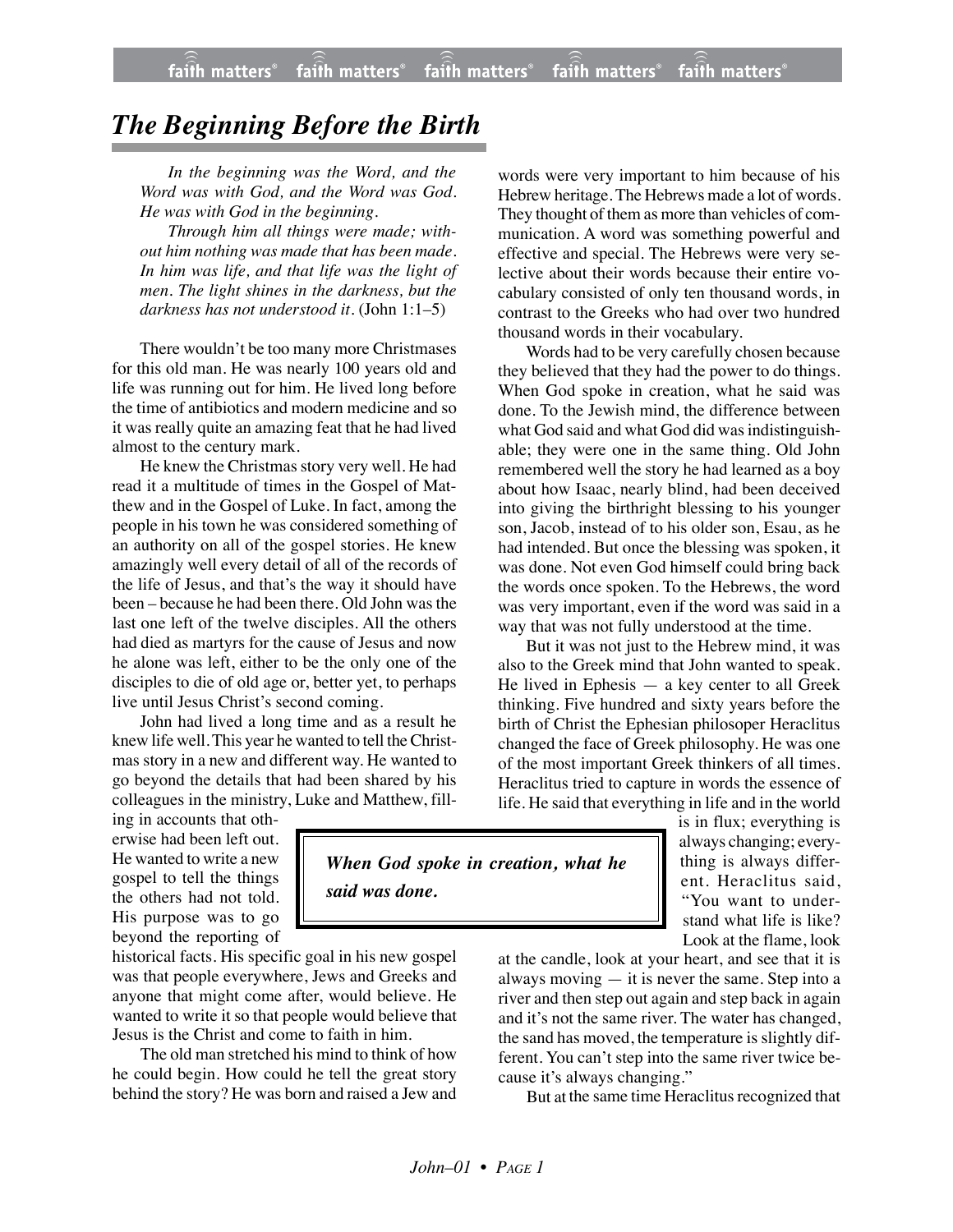# *The Beginning Before the Birth*

> *In the beginning was the Word, and the Word was with God, and the Word was God. He was with God in the beginning.*
>
> *Through him all things were made; without him nothing was made that has been made. In him was life, and that life was the light of men. The light shines in the darkness, but the darkness has not understood it.* (John 1:1–5)

There wouldn't be too many more Christmases for this old man. He was nearly 100 years old and life was running out for him. He lived long before the time of antibiotics and modern medicine and so it was really quite an amazing feat that he had lived almost to the century mark.

He knew the Christmas story very well. He had read it a multitude of times in the Gospel of Matthew and in the Gospel of Luke. In fact, among the people in his town he was considered something of an authority on all of the gospel stories. He knew amazingly well every detail of all of the records of the life of Jesus, and that's the way it should have been – because he had been there. Old John was the last one left of the twelve disciples. All the others had died as martyrs for the cause of Jesus and now he alone was left, either to be the only one of the disciples to die of old age or, better yet, to perhaps live until Jesus Christ's second coming.

John had lived a long time and as a result he knew life well. This year he wanted to tell the Christmas story in a new and different way. He wanted to go beyond the details that had been shared by his colleagues in the ministry, Luke and Matthew, filling in accounts that otherwise had been left out. He wanted to write a new gospel to tell the things the others had not told. His purpose was to go beyond the reporting of historical facts. His specific goal in his new gospel was that people everywhere, Jews and Greeks and anyone that might come after, would believe. He wanted to write it so that people would believe that Jesus is the Christ and come to faith in him.

The old man stretched his mind to think of how he could begin. How could he tell the great story behind the story? He was born and raised a Jew and words were very important to him because of his Hebrew heritage. The Hebrews made a lot of words. They thought of them as more than vehicles of communication. A word was something powerful and effective and special. The Hebrews were very selective about their words because their entire vocabulary consisted of only ten thousand words, in contrast to the Greeks who had over two hundred thousand words in their vocabulary.

Words had to be very carefully chosen because they believed that they had the power to do things. When God spoke in creation, what he said was done. To the Jewish mind, the difference between what God said and what God did was indistinguishable; they were one in the same thing. Old John remembered well the story he had learned as a boy about how Isaac, nearly blind, had been deceived into giving the birthright blessing to his younger son, Jacob, instead of to his older son, Esau, as he had intended. But once the blessing was spoken, it was done. Not even God himself could bring back the words once spoken. To the Hebrews, the word was very important, even if the word was said in a way that was not fully understood at the time.

> ***When God spoke in creation, what he said was done.***

But it was not just to the Hebrew mind, it was also to the Greek mind that John wanted to speak. He lived in Ephesus — a key center to all Greek thinking. Five hundred and sixty years before the birth of Christ the Ephesian philosoper Heraclitus changed the face of Greek philosophy. He was one of the most important Greek thinkers of all times. Heraclitus tried to capture in words the essence of life. He said that everything in life and in the world is in flux; everything is always changing; everything is always different. Heraclitus said, "You want to understand what life is like? Look at the flame, look at the candle, look at your heart, and see that it is always moving — it is never the same. Step into a river and then step out again and step back in again and it's not the same river. The water has changed, the sand has moved, the temperature is slightly different. You can't step into the same river twice because it's always changing."

But at the same time Heraclitus recognized that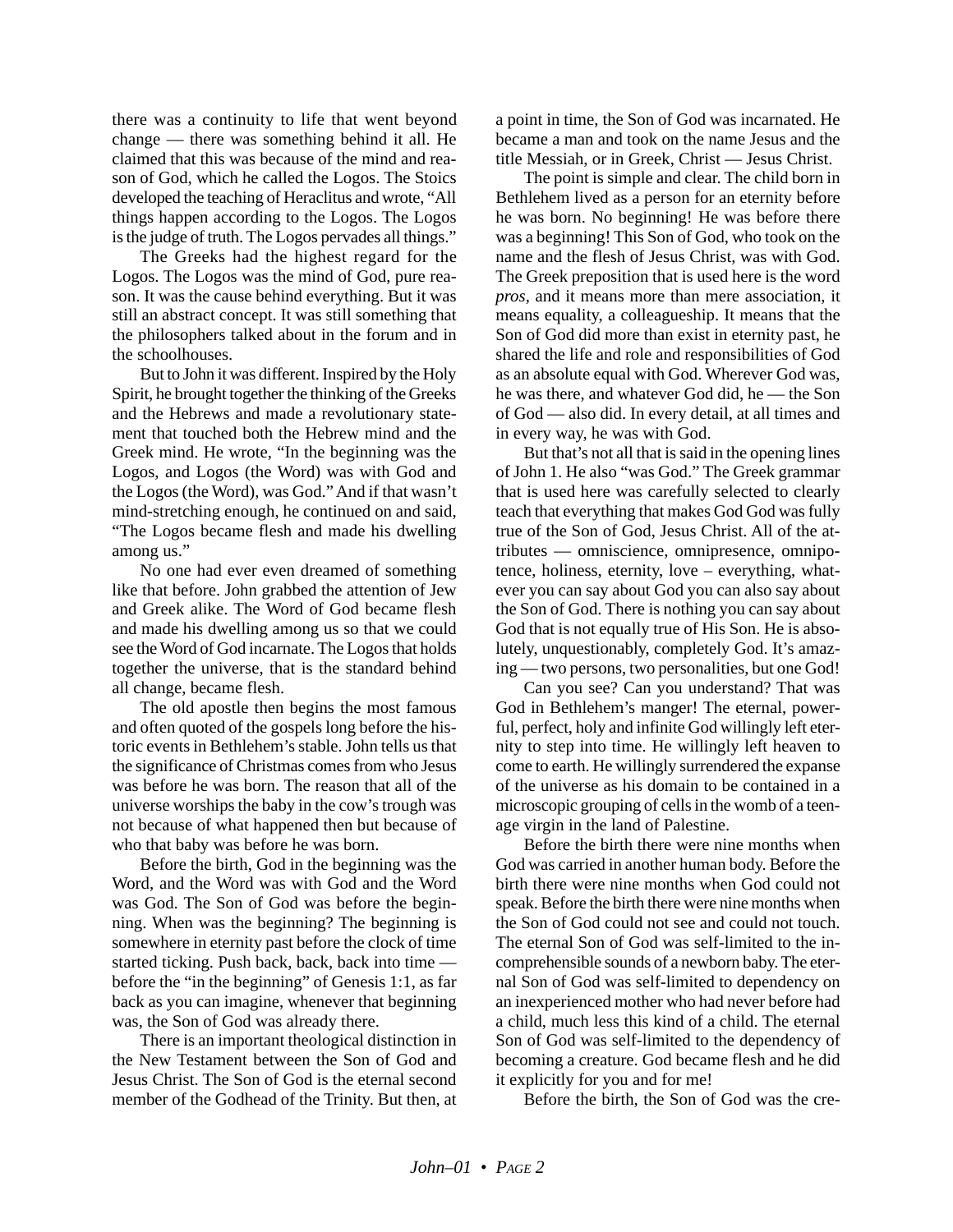there was a continuity to life that went beyond change — there was something behind it all. He claimed that this was because of the mind and reason of God, which he called the Logos. The Stoics developed the teaching of Heraclitus and wrote, "All things happen according to the Logos. The Logos is the judge of truth. The Logos pervades all things."

The Greeks had the highest regard for the Logos. The Logos was the mind of God, pure reason. It was the cause behind everything. But it was still an abstract concept. It was still something that the philosophers talked about in the forum and in the schoolhouses.

But to John it was different. Inspired by the Holy Spirit, he brought together the thinking of the Greeks and the Hebrews and made a revolutionary statement that touched both the Hebrew mind and the Greek mind. He wrote, "In the beginning was the Logos, and Logos (the Word) was with God and the Logos (the Word), was God." And if that wasn't mind-stretching enough, he continued on and said, "The Logos became flesh and made his dwelling among us."

No one had ever even dreamed of something like that before. John grabbed the attention of Jew and Greek alike. The Word of God became flesh and made his dwelling among us so that we could see the Word of God incarnate. The Logos that holds together the universe, that is the standard behind all change, became flesh.

The old apostle then begins the most famous and often quoted of the gospels long before the historic events in Bethlehem's stable. John tells us that the significance of Christmas comes from who Jesus was before he was born. The reason that all of the universe worships the baby in the cow's trough was not because of what happened then but because of who that baby was before he was born.

Before the birth, God in the beginning was the Word, and the Word was with God and the Word was God. The Son of God was before the beginning. When was the beginning? The beginning is somewhere in eternity past before the clock of time started ticking. Push back, back, back into time — before the "in the beginning" of Genesis 1:1, as far back as you can imagine, whenever that beginning was, the Son of God was already there.

There is an important theological distinction in the New Testament between the Son of God and Jesus Christ. The Son of God is the eternal second member of the Godhead of the Trinity. But then, at a point in time, the Son of God was incarnated. He became a man and took on the name Jesus and the title Messiah, or in Greek, Christ — Jesus Christ.

The point is simple and clear. The child born in Bethlehem lived as a person for an eternity before he was born. No beginning! He was before there was a beginning! This Son of God, who took on the name and the flesh of Jesus Christ, was with God. The Greek preposition that is used here is the word *pros*, and it means more than mere association, it means equality, a colleagueship. It means that the Son of God did more than exist in eternity past, he shared the life and role and responsibilities of God as an absolute equal with God. Wherever God was, he was there, and whatever God did, he — the Son of God — also did. In every detail, at all times and in every way, he was with God.

But that's not all that is said in the opening lines of John 1. He also "was God." The Greek grammar that is used here was carefully selected to clearly teach that everything that makes God God was fully true of the Son of God, Jesus Christ. All of the attributes — omniscience, omnipresence, omnipotence, holiness, eternity, love – everything, whatever you can say about God you can also say about the Son of God. There is nothing you can say about God that is not equally true of His Son. He is absolutely, unquestionably, completely God. It's amazing — two persons, two personalities, but one God!

Can you see? Can you understand? That was God in Bethlehem's manger! The eternal, powerful, perfect, holy and infinite God willingly left eternity to step into time. He willingly left heaven to come to earth. He willingly surrendered the expanse of the universe as his domain to be contained in a microscopic grouping of cells in the womb of a teenage virgin in the land of Palestine.

Before the birth there were nine months when God was carried in another human body. Before the birth there were nine months when God could not speak. Before the birth there were nine months when the Son of God could not see and could not touch. The eternal Son of God was self-limited to the incomprehensible sounds of a newborn baby. The eternal Son of God was self-limited to dependency on an inexperienced mother who had never before had a child, much less this kind of a child. The eternal Son of God was self-limited to the dependency of becoming a creature. God became flesh and he did it explicitly for you and for me!

Before the birth, the Son of God was the cre-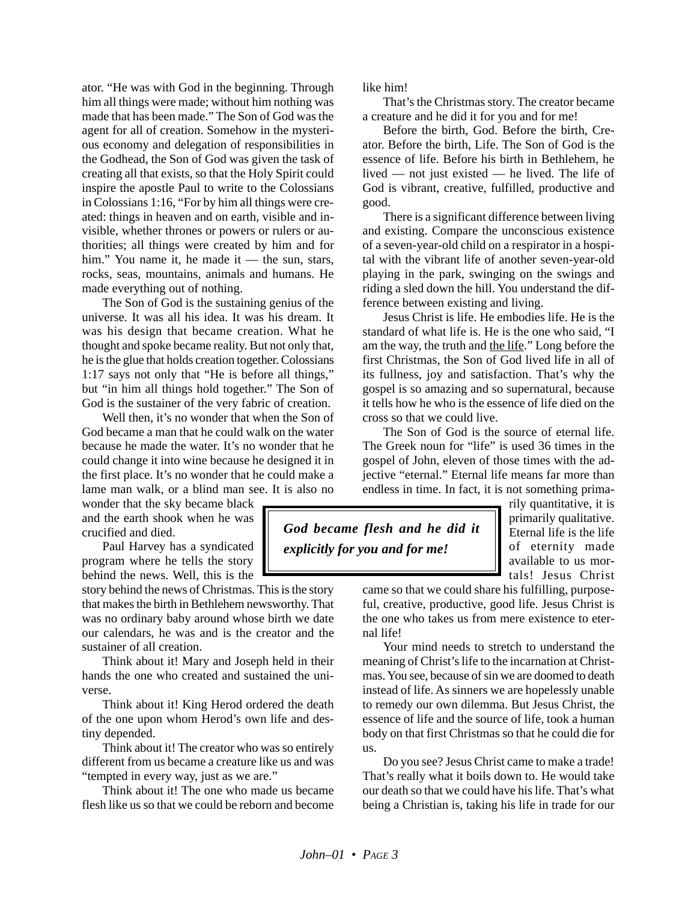ator. "He was with God in the beginning. Through him all things were made; without him nothing was made that has been made." The Son of God was the agent for all of creation. Somehow in the mysterious economy and delegation of responsibilities in the Godhead, the Son of God was given the task of creating all that exists, so that the Holy Spirit could inspire the apostle Paul to write to the Colossians in Colossians 1:16, "For by him all things were created: things in heaven and on earth, visible and invisible, whether thrones or powers or rulers or authorities; all things were created by him and for him." You name it, he made it — the sun, stars, rocks, seas, mountains, animals and humans. He made everything out of nothing.

The Son of God is the sustaining genius of the universe. It was all his idea. It was his dream. It was his design that became creation. What he thought and spoke became reality. But not only that, he is the glue that holds creation together. Colossians 1:17 says not only that "He is before all things," but "in him all things hold together." The Son of God is the sustainer of the very fabric of creation.

Well then, it's no wonder that when the Son of God became a man that he could walk on the water because he made the water. It's no wonder that he could change it into wine because he designed it in the first place. It's no wonder that he could make a lame man walk, or a blind man see. It is also no wonder that the sky became black and the earth shook when he was crucified and died.

Paul Harvey has a syndicated program where he tells the story behind the news. Well, this is the story behind the news of Christmas. This is the story that makes the birth in Bethlehem newsworthy. That was no ordinary baby around whose birth we date our calendars, he was and is the creator and the sustainer of all creation.

Think about it! Mary and Joseph held in their hands the one who created and sustained the universe.

Think about it! King Herod ordered the death of the one upon whom Herod's own life and destiny depended.

Think about it! The creator who was so entirely different from us became a creature like us and was "tempted in every way, just as we are."

Think about it! The one who made us became flesh like us so that we could be reborn and become like him!

That's the Christmas story. The creator became a creature and he did it for you and for me!

Before the birth, God. Before the birth, Creator. Before the birth, Life. The Son of God is the essence of life. Before his birth in Bethlehem, he lived — not just existed — he lived. The life of God is vibrant, creative, fulfilled, productive and good.

There is a significant difference between living and existing. Compare the unconscious existence of a seven-year-old child on a respirator in a hospital with the vibrant life of another seven-year-old playing in the park, swinging on the swings and riding a sled down the hill. You understand the difference between existing and living.

Jesus Christ is life. He embodies life. He is the standard of what life is. He is the one who said, "I am the way, the truth and the life." Long before the first Christmas, the Son of God lived life in all of its fullness, joy and satisfaction. That's why the gospel is so amazing and so supernatural, because it tells how he who is the essence of life died on the cross so that we could live.

The Son of God is the source of eternal life. The Greek noun for "life" is used 36 times in the gospel of John, eleven of those times with the adjective "eternal." Eternal life means far more than endless in time. In fact, it is not something primarily quantitative, it is primarily qualitative. Eternal life is the life of eternity made available to us mortals! Jesus Christ came so that we could share his fulfilling, purposeful, creative, productive, good life. Jesus Christ is the one who takes us from mere existence to eternal life!

> ***God became flesh and he did it explicitly for you and for me!***

Your mind needs to stretch to understand the meaning of Christ's life to the incarnation at Christmas. You see, because of sin we are doomed to death instead of life. As sinners we are hopelessly unable to remedy our own dilemma. But Jesus Christ, the essence of life and the source of life, took a human body on that first Christmas so that he could die for us.

Do you see? Jesus Christ came to make a trade! That's really what it boils down to. He would take our death so that we could have his life. That's what being a Christian is, taking his life in trade for our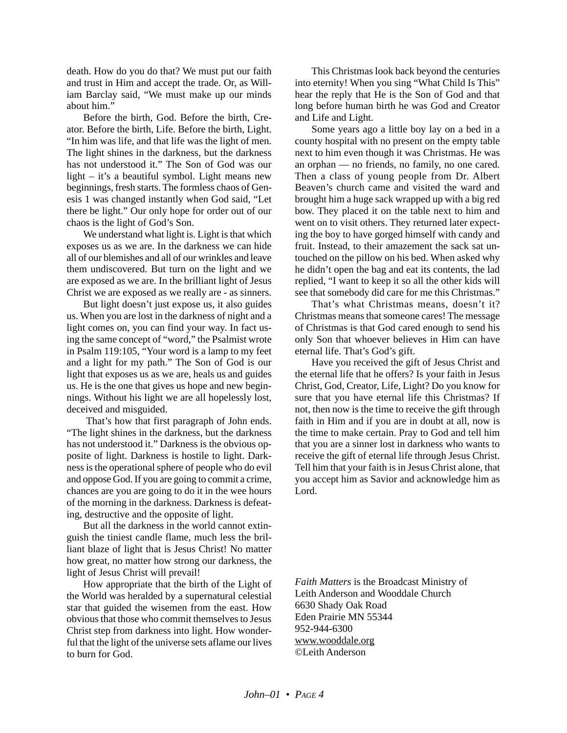death. How do you do that? We must put our faith and trust in Him and accept the trade. Or, as William Barclay said, "We must make up our minds about him."

Before the birth, God. Before the birth, Creator. Before the birth, Life. Before the birth, Light. "In him was life, and that life was the light of men. The light shines in the darkness, but the darkness has not understood it." The Son of God was our light – it's a beautiful symbol. Light means new beginnings, fresh starts. The formless chaos of Genesis 1 was changed instantly when God said, "Let there be light." Our only hope for order out of our chaos is the light of God's Son.

We understand what light is. Light is that which exposes us as we are. In the darkness we can hide all of our blemishes and all of our wrinkles and leave them undiscovered. But turn on the light and we are exposed as we are. In the brilliant light of Jesus Christ we are exposed as we really are - as sinners.

But light doesn't just expose us, it also guides us. When you are lost in the darkness of night and a light comes on, you can find your way. In fact using the same concept of "word," the Psalmist wrote in Psalm 119:105, "Your word is a lamp to my feet and a light for my path." The Son of God is our light that exposes us as we are, heals us and guides us. He is the one that gives us hope and new beginnings. Without his light we are all hopelessly lost, deceived and misguided.

That's how that first paragraph of John ends. "The light shines in the darkness, but the darkness has not understood it." Darkness is the obvious opposite of light. Darkness is hostile to light. Darkness is the operational sphere of people who do evil and oppose God. If you are going to commit a crime, chances are you are going to do it in the wee hours of the morning in the darkness. Darkness is defeating, destructive and the opposite of light.

But all the darkness in the world cannot extinguish the tiniest candle flame, much less the brilliant blaze of light that is Jesus Christ! No matter how great, no matter how strong our darkness, the light of Jesus Christ will prevail!

How appropriate that the birth of the Light of the World was heralded by a supernatural celestial star that guided the wisemen from the east. How obvious that those who commit themselves to Jesus Christ step from darkness into light. How wonderful that the light of the universe sets aflame our lives to burn for God.

This Christmas look back beyond the centuries into eternity! When you sing "What Child Is This" hear the reply that He is the Son of God and that long before human birth he was God and Creator and Life and Light.

Some years ago a little boy lay on a bed in a county hospital with no present on the empty table next to him even though it was Christmas. He was an orphan — no friends, no family, no one cared. Then a class of young people from Dr. Albert Beaven's church came and visited the ward and brought him a huge sack wrapped up with a big red bow. They placed it on the table next to him and went on to visit others. They returned later expecting the boy to have gorged himself with candy and fruit. Instead, to their amazement the sack sat untouched on the pillow on his bed. When asked why he didn't open the bag and eat its contents, the lad replied, "I want to keep it so all the other kids will see that somebody did care for me this Christmas."

That's what Christmas means, doesn't it? Christmas means that someone cares! The message of Christmas is that God cared enough to send his only Son that whoever believes in Him can have eternal life. That's God's gift.

Have you received the gift of Jesus Christ and the eternal life that he offers? Is your faith in Jesus Christ, God, Creator, Life, Light? Do you know for sure that you have eternal life this Christmas? If not, then now is the time to receive the gift through faith in Him and if you are in doubt at all, now is the time to make certain. Pray to God and tell him that you are a sinner lost in darkness who wants to receive the gift of eternal life through Jesus Christ. Tell him that your faith is in Jesus Christ alone, that you accept him as Savior and acknowledge him as Lord.

*Faith Matters* is the Broadcast Ministry of
Leith Anderson and Wooddale Church
6630 Shady Oak Road
Eden Prairie MN 55344
952-944-6300
www.wooddale.org
©Leith Anderson